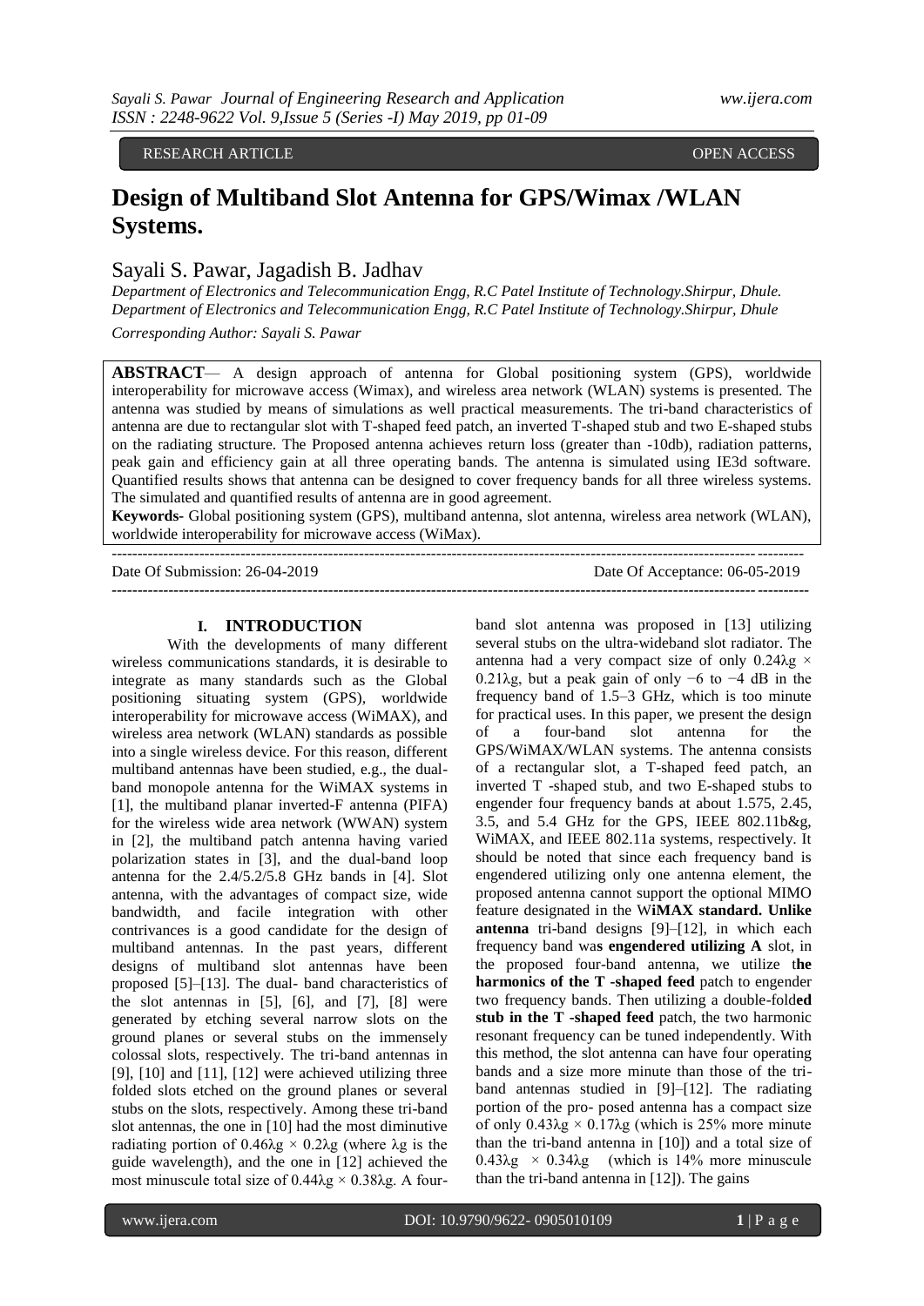RESEARCH ARTICLE OPEN ACCESS

# Design of Multiband Slot Antenna for GPS/Wimax /WLAN Systems.

Sayali S. Pawar, Jagadish B. Jadhav

*Department of Electronics and Telecommunication Engg, R.C Patel Institute of Technology.Shirpur, Dhule.*
*Department of Electronics and Telecommunication Engg, R.C Patel Institute of Technology.Shirpur, Dhule*

*Corresponding Author: Sayali S. Pawar*

**ABSTRACT**— A design approach of antenna for Global positioning system (GPS), worldwide interoperability for microwave access (Wimax), and wireless area network (WLAN) systems is presented. The antenna was studied by means of simulations as well practical measurements. The tri-band characteristics of antenna are due to rectangular slot with T-shaped feed patch, an inverted T-shaped stub and two E-shaped stubs on the radiating structure. The Proposed antenna achieves return loss (greater than -10db), radiation patterns, peak gain and efficiency gain at all three operating bands. The antenna is simulated using IE3d software. Quantified results shows that antenna can be designed to cover frequency bands for all three wireless systems. The simulated and quantified results of antenna are in good agreement.

**Keywords-** Global positioning system (GPS), multiband antenna, slot antenna, wireless area network (WLAN), worldwide interoperability for microwave access (WiMax).

Date Of Submission: 26-04-2019 Date Of Acceptance: 06-05-2019

## I. INTRODUCTION

With the developments of many different wireless communications standards, it is desirable to integrate as many standards such as the Global positioning situating system (GPS), worldwide interoperability for microwave access (WiMAX), and wireless area network (WLAN) standards as possible into a single wireless device. For this reason, different multiband antennas have been studied, e.g., the dual-band monopole antenna for the WiMAX systems in [1], the multiband planar inverted-F antenna (PIFA) for the wireless wide area network (WWAN) system in [2], the multiband patch antenna having varied polarization states in [3], and the dual-band loop antenna for the 2.4/5.2/5.8 GHz bands in [4]. Slot antenna, with the advantages of compact size, wide bandwidth, and facile integration with other contrivances is a good candidate for the design of multiband antennas. In the past years, different designs of multiband slot antennas have been proposed [5]–[13]. The dual- band characteristics of the slot antennas in [5], [6], and [7], [8] were generated by etching several narrow slots on the ground planes or several stubs on the immensely colossal slots, respectively. The tri-band antennas in [9], [10] and [11], [12] were achieved utilizing three folded slots etched on the ground planes or several stubs on the slots, respectively. Among these tri-band slot antennas, the one in [10] had the most diminutive radiating portion of $0.46\lambda g \times 0.2\lambda g$ (where $\lambda g$ is the guide wavelength), and the one in [12] achieved the most minuscule total size of $0.44\lambda g \times 0.38\lambda g$. A four-band slot antenna was proposed in [13] utilizing several stubs on the ultra-wideband slot radiator. The antenna had a very compact size of only $0.24\lambda g \times 0.21\lambda g$, but a peak gain of only −6 to −4 dB in the frequency band of 1.5–3 GHz, which is too minute for practical uses. In this paper, we present the design of a four-band slot antenna for the GPS/WiMAX/WLAN systems. The antenna consists of a rectangular slot, a T-shaped feed patch, an inverted T -shaped stub, and two E-shaped stubs to engender four frequency bands at about 1.575, 2.45, 3.5, and 5.4 GHz for the GPS, IEEE 802.11b&g, WiMAX, and IEEE 802.11a systems, respectively. It should be noted that since each frequency band is engendered utilizing only one antenna element, the proposed antenna cannot support the optional MIMO feature designated in the W**iMAX standard. Unlike antenna** tri-band designs [9]–[12], in which each frequency band wa**s engendered utilizing A** slot, in the proposed four-band antenna, we utilize t**he harmonics of the T -shaped feed** patch to engender two frequency bands. Then utilizing a double-fold**ed stub in the T -shaped feed** patch, the two harmonic resonant frequency can be tuned independently. With this method, the slot antenna can have four operating bands and a size more minute than those of the tri-band antennas studied in [9]–[12]. The radiating portion of the pro- posed antenna has a compact size of only $0.43\lambda g \times 0.17\lambda g$ (which is 25% more minute than the tri-band antenna in [10]) and a total size of $0.43\lambda g \times 0.34\lambda g$ (which is 14% more minuscule than the tri-band antenna in [12]). The gains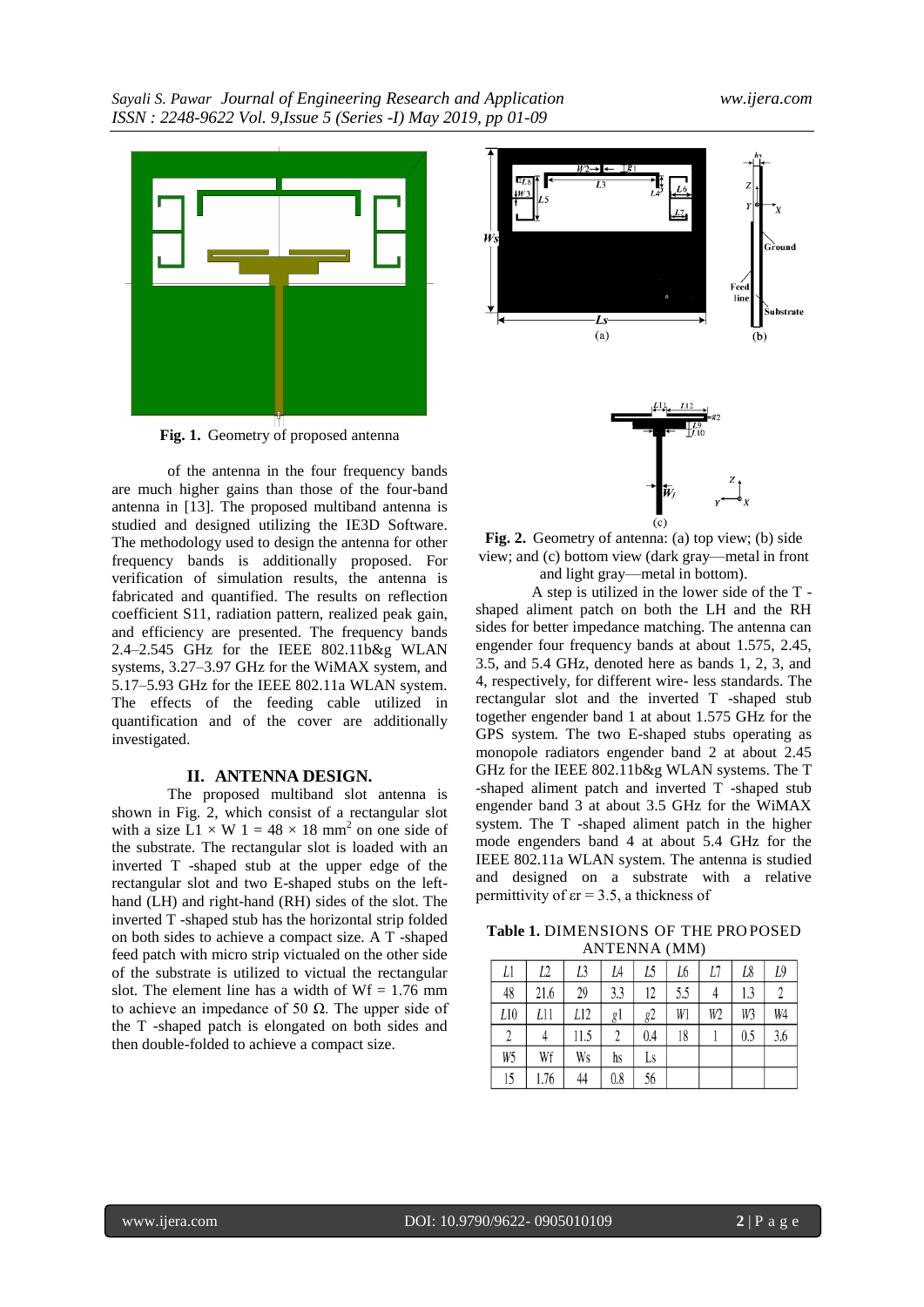**Fig. 1.** Geometry of proposed antenna

of the antenna in the four frequency bands are much higher gains than those of the four-band antenna in [13]. The proposed multiband antenna is studied and designed utilizing the IE3D Software. The methodology used to design the antenna for other frequency bands is additionally proposed. For verification of simulation results, the antenna is fabricated and quantified. The results on reflection coefficient S11, radiation pattern, realized peak gain, and efficiency are presented. The frequency bands 2.4–2.545 GHz for the IEEE 802.11b&g WLAN systems, 3.27–3.97 GHz for the WiMAX system, and 5.17–5.93 GHz for the IEEE 802.11a WLAN system. The effects of the feeding cable utilized in quantification and of the cover are additionally investigated.

## II. ANTENNA DESIGN.

The proposed multiband slot antenna is shown in Fig. 2, which consist of a rectangular slot with a size $L1 \times W1 = 48 \times 18$ mm$^2$ on one side of the substrate. The rectangular slot is loaded with an inverted T -shaped stub at the upper edge of the rectangular slot and two E-shaped stubs on the left-hand (LH) and right-hand (RH) sides of the slot. The inverted T -shaped stub has the horizontal strip folded on both sides to achieve a compact size. A T -shaped feed patch with micro strip victualed on the other side of the substrate is utilized to victual the rectangular slot. The element line has a width of Wf = 1.76 mm to achieve an impedance of 50 Ω. The upper side of the T -shaped patch is elongated on both sides and then double-folded to achieve a compact size.

**Fig. 2.** Geometry of antenna: (a) top view; (b) side view; and (c) bottom view (dark gray—metal in front and light gray—metal in bottom).

A step is utilized in the lower side of the T -shaped aliment patch on both the LH and the RH sides for better impedance matching. The antenna can engender four frequency bands at about 1.575, 2.45, 3.5, and 5.4 GHz, denoted here as bands 1, 2, 3, and 4, respectively, for different wire- less standards. The rectangular slot and the inverted T -shaped stub together engender band 1 at about 1.575 GHz for the GPS system. The two E-shaped stubs operating as monopole radiators engender band 2 at about 2.45 GHz for the IEEE 802.11b&g WLAN systems. The T -shaped aliment patch and inverted T -shaped stub engender band 3 at about 3.5 GHz for the WiMAX system. The T -shaped aliment patch in the higher mode engenders band 4 at about 5.4 GHz for the IEEE 802.11a WLAN system. The antenna is studied and designed on a substrate with a relative permittivity of $\varepsilon r = 3.5$, a thickness of

**Table 1.** DIMENSIONS OF THE PROPOSED ANTENNA (MM)

| L1 | L2 | L3 | L4 | L5 | L6 | L7 | L8 | L9 |
|---|---|---|---|---|---|---|---|---|
| 48 | 21.6 | 29 | 3.3 | 12 | 5.5 | 4 | 1.3 | 2 |
| L10 | L11 | L12 | g1 | g2 | W1 | W2 | W3 | W4 |
| 2 | 4 | 11.5 | 2 | 0.4 | 18 | 1 | 0.5 | 3.6 |
| W5 | Wf | Ws | hs | Ls | | | | |
| 15 | 1.76 | 44 | 0.8 | 56 | | | | |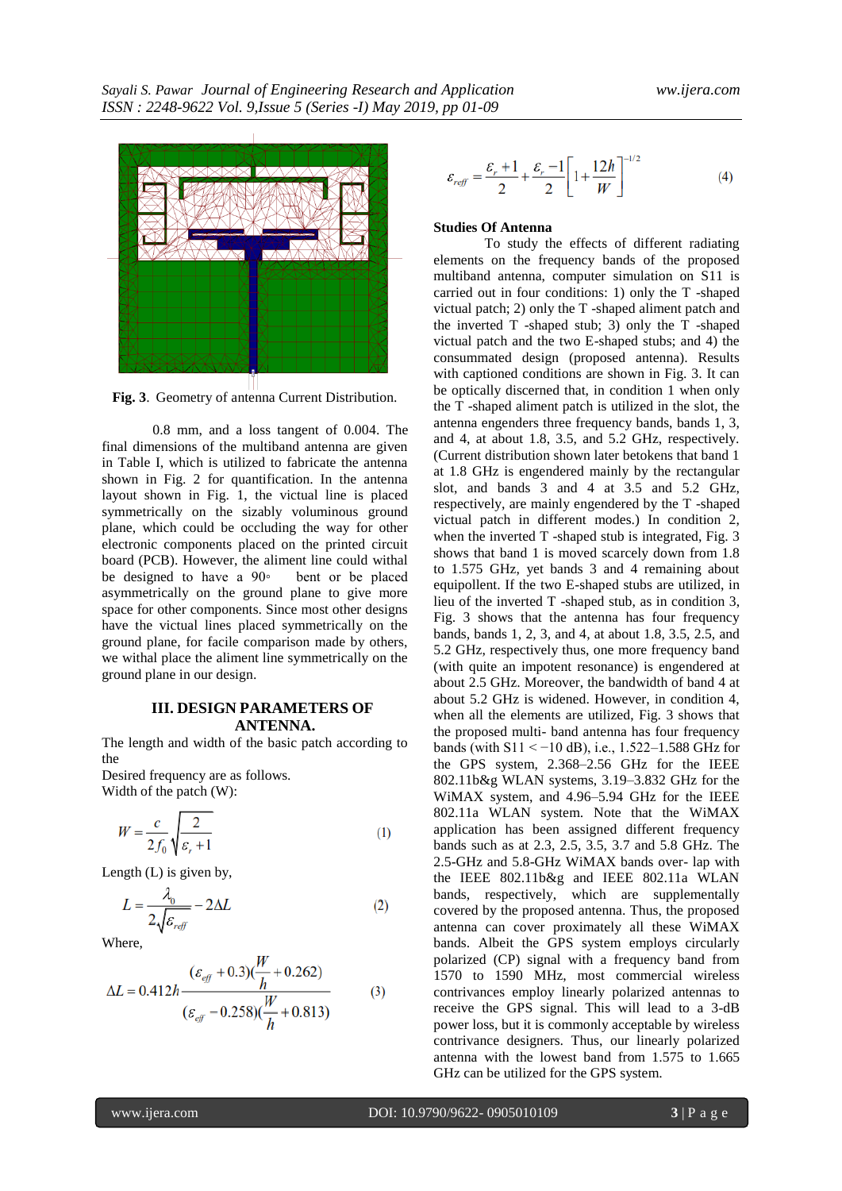Fig. 3. Geometry of antenna Current Distribution.

0.8 mm, and a loss tangent of 0.004. The final dimensions of the multiband antenna are given in Table I, which is utilized to fabricate the antenna shown in Fig. 2 for quantification. In the antenna layout shown in Fig. 1, the victual line is placed symmetrically on the sizably voluminous ground plane, which could be occluding the way for other electronic components placed on the printed circuit board (PCB). However, the aliment line could withal be designed to have a 90◦ bent or be placed asymmetrically on the ground plane to give more space for other components. Since most other designs have the victual lines placed symmetrically on the ground plane, for facile comparison made by others, we withal place the aliment line symmetrically on the ground plane in our design.

## III. DESIGN PARAMETERS OF ANTENNA.

The length and width of the basic patch according to the

Desired frequency are as follows.

Width of the patch (W):

$$W = \frac{c}{2f_0}\sqrt{\frac{2}{\varepsilon_r + 1}} \tag{1}$$

Length (L) is given by,

$$L = \frac{\lambda_0}{2\sqrt{\varepsilon_{reff}}} - 2\Delta L \tag{2}$$

Where,

$$\Delta L = 0.412h\frac{(\varepsilon_{eff} + 0.3)(\frac{W}{h} + 0.262)}{(\varepsilon_{eff} - 0.258)(\frac{W}{h} + 0.813)} \tag{3}$$

$$\varepsilon_{reff} = \frac{\varepsilon_r + 1}{2} + \frac{\varepsilon_r - 1}{2}\left[1 + \frac{12h}{W}\right]^{-1/2} \tag{4}$$

**Studies Of Antenna**

To study the effects of different radiating elements on the frequency bands of the proposed multiband antenna, computer simulation on S11 is carried out in four conditions: 1) only the T -shaped victual patch; 2) only the T -shaped aliment patch and the inverted T -shaped stub; 3) only the T -shaped victual patch and the two E-shaped stubs; and 4) the consummated design (proposed antenna). Results with captioned conditions are shown in Fig. 3. It can be optically discerned that, in condition 1 when only the T -shaped aliment patch is utilized in the slot, the antenna engenders three frequency bands, bands 1, 3, and 4, at about 1.8, 3.5, and 5.2 GHz, respectively. (Current distribution shown later betokens that band 1 at 1.8 GHz is engendered mainly by the rectangular slot, and bands 3 and 4 at 3.5 and 5.2 GHz, respectively, are mainly engendered by the T -shaped victual patch in different modes.) In condition 2, when the inverted T -shaped stub is integrated, Fig. 3 shows that band 1 is moved scarcely down from 1.8 to 1.575 GHz, yet bands 3 and 4 remaining about equipollent. If the two E-shaped stubs are utilized, in lieu of the inverted T -shaped stub, as in condition 3, Fig. 3 shows that the antenna has four frequency bands, bands 1, 2, 3, and 4, at about 1.8, 3.5, 2.5, and 5.2 GHz, respectively thus, one more frequency band (with quite an impotent resonance) is engendered at about 2.5 GHz. Moreover, the bandwidth of band 4 at about 5.2 GHz is widened. However, in condition 4, when all the elements are utilized, Fig. 3 shows that the proposed multi- band antenna has four frequency bands (with S11 < −10 dB), i.e., 1.522–1.588 GHz for the GPS system, 2.368–2.56 GHz for the IEEE 802.11b&g WLAN systems, 3.19–3.832 GHz for the WiMAX system, and 4.96–5.94 GHz for the IEEE 802.11a WLAN system. Note that the WiMAX application has been assigned different frequency bands such as at 2.3, 2.5, 3.5, 3.7 and 5.8 GHz. The 2.5-GHz and 5.8-GHz WiMAX bands over- lap with the IEEE 802.11b&g and IEEE 802.11a WLAN bands, respectively, which are supplementally covered by the proposed antenna. Thus, the proposed antenna can cover proximately all these WiMAX bands. Albeit the GPS system employs circularly polarized (CP) signal with a frequency band from 1570 to 1590 MHz, most commercial wireless contrivances employ linearly polarized antennas to receive the GPS signal. This will lead to a 3-dB power loss, but it is commonly acceptable by wireless contrivance designers. Thus, our linearly polarized antenna with the lowest band from 1.575 to 1.665 GHz can be utilized for the GPS system.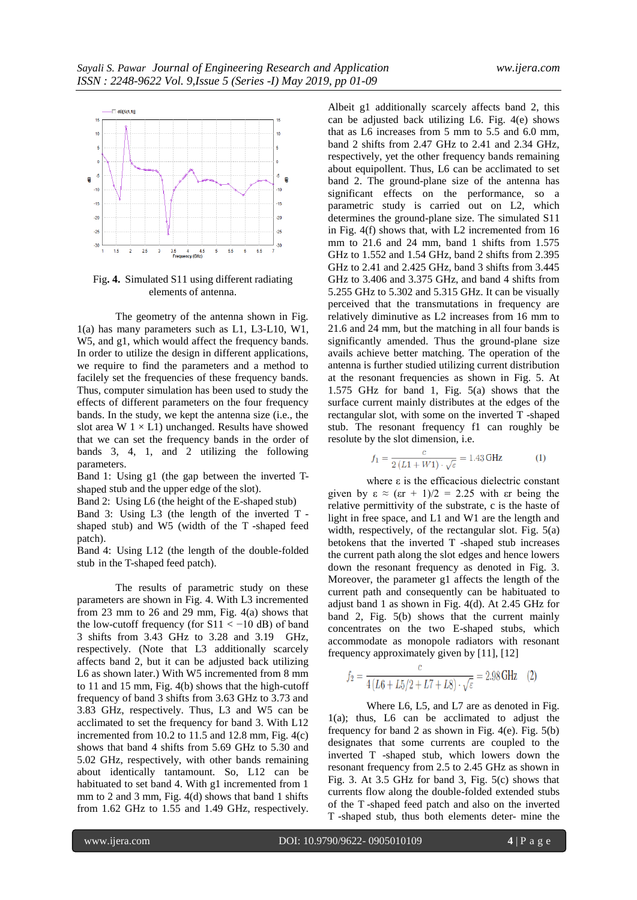Fig. **4.** Simulated S11 using different radiating elements of antenna.

The geometry of the antenna shown in Fig. 1(a) has many parameters such as L1, L3-L10, W1, W5, and g1, which would affect the frequency bands. In order to utilize the design in different applications, we require to find the parameters and a method to facilely set the frequencies of these frequency bands. Thus, computer simulation has been used to study the effects of different parameters on the four frequency bands. In the study, we kept the antenna size (i.e., the slot area W 1 × L1) unchanged. Results have showed that we can set the frequency bands in the order of bands 3, 4, 1, and 2 utilizing the following parameters.

Band 1: Using g1 (the gap between the inverted T-shaped stub and the upper edge of the slot).

Band 2: Using L6 (the height of the E-shaped stub)

Band 3: Using L3 (the length of the inverted T -shaped stub) and W5 (width of the T -shaped feed patch).

Band 4: Using L12 (the length of the double-folded stub in the T-shaped feed patch).

The results of parametric study on these parameters are shown in Fig. 4. With L3 incremented from 23 mm to 26 and 29 mm, Fig. 4(a) shows that the low-cutoff frequency (for S11 < −10 dB) of band 3 shifts from 3.43 GHz to 3.28 and 3.19 GHz, respectively. (Note that L3 additionally scarcely affects band 2, but it can be adjusted back utilizing L6 as shown later.) With W5 incremented from 8 mm to 11 and 15 mm, Fig. 4(b) shows that the high-cutoff frequency of band 3 shifts from 3.63 GHz to 3.73 and 3.83 GHz, respectively. Thus, L3 and W5 can be acclimated to set the frequency for band 3. With L12 incremented from 10.2 to 11.5 and 12.8 mm, Fig. 4(c) shows that band 4 shifts from 5.69 GHz to 5.30 and 5.02 GHz, respectively, with other bands remaining about identically tantamount. So, L12 can be habituated to set band 4. With g1 incremented from 1 mm to 2 and 3 mm, Fig. 4(d) shows that band 1 shifts from 1.62 GHz to 1.55 and 1.49 GHz, respectively. Albeit g1 additionally scarcely affects band 2, this can be adjusted back utilizing L6. Fig. 4(e) shows that as L6 increases from 5 mm to 5.5 and 6.0 mm, band 2 shifts from 2.47 GHz to 2.41 and 2.34 GHz, respectively, yet the other frequency bands remaining about equipollent. Thus, L6 can be acclimated to set band 2. The ground-plane size of the antenna has significant effects on the performance, so a parametric study is carried out on L2, which determines the ground-plane size. The simulated S11 in Fig. 4(f) shows that, with L2 incremented from 16 mm to 21.6 and 24 mm, band 1 shifts from 1.575 GHz to 1.552 and 1.54 GHz, band 2 shifts from 2.395 GHz to 2.41 and 2.425 GHz, band 3 shifts from 3.445 GHz to 3.406 and 3.375 GHz, and band 4 shifts from 5.255 GHz to 5.302 and 5.315 GHz. It can be visually perceived that the transmutations in frequency are relatively diminutive as L2 increases from 16 mm to 21.6 and 24 mm, but the matching in all four bands is significantly amended. Thus the ground-plane size avails achieve better matching. The operation of the antenna is further studied utilizing current distribution at the resonant frequencies as shown in Fig. 5. At 1.575 GHz for band 1, Fig. 5(a) shows that the surface current mainly distributes at the edges of the rectangular slot, with some on the inverted T -shaped stub. The resonant frequency f1 can roughly be resolute by the slot dimension, i.e.

$$f_1 = \frac{c}{2\,(L1 + W1) \cdot \sqrt{\varepsilon}} = 1.43\,\text{GHz} \qquad (1)$$

where ε is the efficacious dielectric constant given by ε ≈ (εr + 1)/2 = 2.25 with εr being the relative permittivity of the substrate, c is the haste of light in free space, and L1 and W1 are the length and width, respectively, of the rectangular slot. Fig. 5(a) betokens that the inverted T -shaped stub increases the current path along the slot edges and hence lowers down the resonant frequency as denoted in Fig. 3. Moreover, the parameter g1 affects the length of the current path and consequently can be habituated to adjust band 1 as shown in Fig. 4(d). At 2.45 GHz for band 2, Fig. 5(b) shows that the current mainly concentrates on the two E-shaped stubs, which accommodate as monopole radiators with resonant frequency approximately given by [11], [12]

$$f_2 = \frac{c}{4\,(L6 + L5/2 + L7 + L8) \cdot \sqrt{\varepsilon}} = 2.98\,\text{GHz} \qquad (2)$$

Where L6, L5, and L7 are as denoted in Fig. 1(a); thus, L6 can be acclimated to adjust the frequency for band 2 as shown in Fig. 4(e). Fig. 5(b) designates that some currents are coupled to the inverted T -shaped stub, which lowers down the resonant frequency from 2.5 to 2.45 GHz as shown in Fig. 3. At 3.5 GHz for band 3, Fig. 5(c) shows that the current flow along the double-folded extended stubs of the T -shaped feed patch and also on the inverted T -shaped stub, thus both elements deter- mine the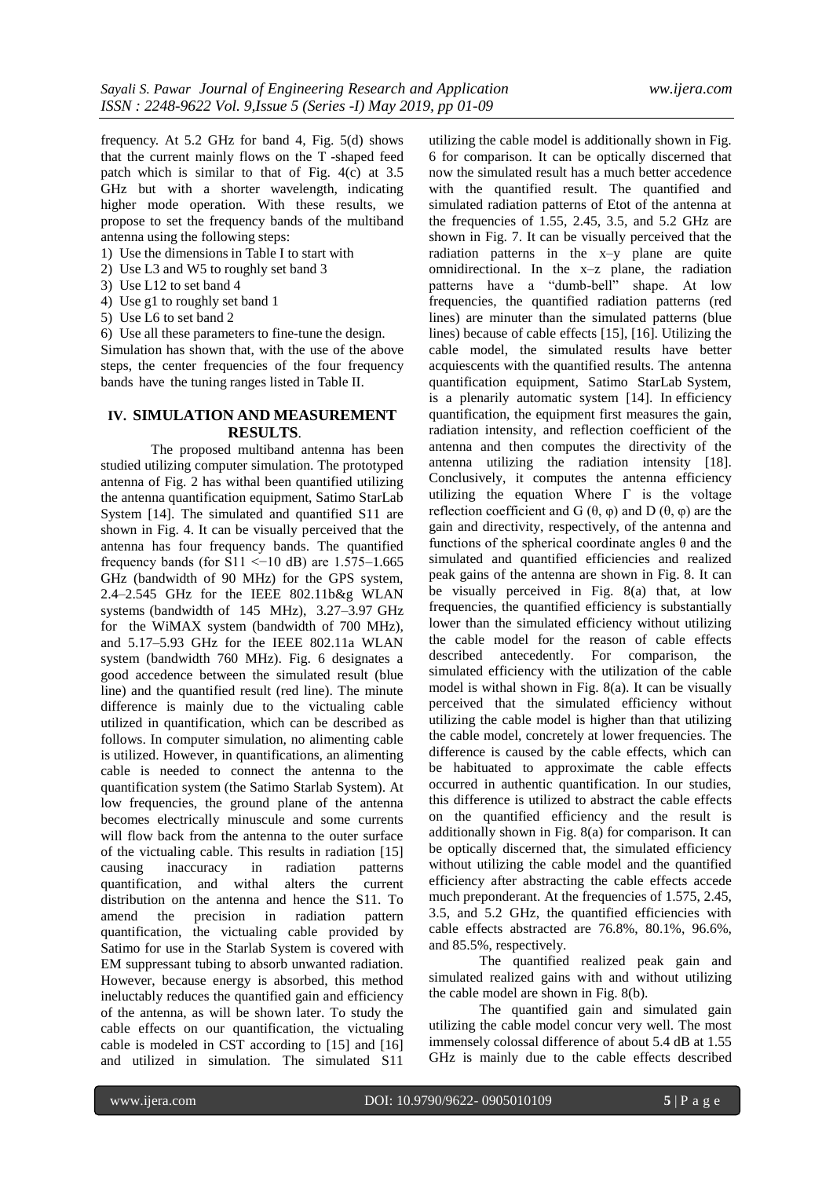frequency. At 5.2 GHz for band 4, Fig. 5(d) shows that the current mainly flows on the T -shaped feed patch which is similar to that of Fig. 4(c) at 3.5 GHz but with a shorter wavelength, indicating higher mode operation. With these results, we propose to set the frequency bands of the multiband antenna using the following steps:

1) Use the dimensions in Table I to start with
2) Use L3 and W5 to roughly set band 3
3) Use L12 to set band 4
4) Use g1 to roughly set band 1
5) Use L6 to set band 2
6) Use all these parameters to fine-tune the design.

Simulation has shown that, with the use of the above steps, the center frequencies of the four frequency bands have the tuning ranges listed in Table II.

## IV. SIMULATION AND MEASUREMENT RESULTS.

The proposed multiband antenna has been studied utilizing computer simulation. The prototyped antenna of Fig. 2 has withal been quantified utilizing the antenna quantification equipment, Satimo StarLab System [14]. The simulated and quantified S11 are shown in Fig. 4. It can be visually perceived that the antenna has four frequency bands. The quantified frequency bands (for S11 <−10 dB) are 1.575–1.665 GHz (bandwidth of 90 MHz) for the GPS system, 2.4–2.545 GHz for the IEEE 802.11b&g WLAN systems (bandwidth of 145 MHz), 3.27–3.97 GHz for the WiMAX system (bandwidth of 700 MHz), and 5.17–5.93 GHz for the IEEE 802.11a WLAN system (bandwidth 760 MHz). Fig. 6 designates a good accedence between the simulated result (blue line) and the quantified result (red line). The minute difference is mainly due to the victualing cable utilized in quantification, which can be described as follows. In computer simulation, no alimenting cable is utilized. However, in quantifications, an alimenting cable is needed to connect the antenna to the quantification system (the Satimo Starlab System). At low frequencies, the ground plane of the antenna becomes electrically minuscule and some currents will flow back from the antenna to the outer surface of the victualing cable. This results in radiation [15] causing inaccuracy in radiation patterns quantification, and withal alters the current distribution on the antenna and hence the S11. To amend the precision in radiation pattern quantification, the victualing cable provided by Satimo for use in the Starlab System is covered with EM suppressant tubing to absorb unwanted radiation. However, because energy is absorbed, this method ineluctably reduces the quantified gain and efficiency of the antenna, as will be shown later. To study the cable effects on our quantification, the victualing cable is modeled in CST according to [15] and [16] and utilized in simulation. The simulated S11 utilizing the cable model is additionally shown in Fig. 6 for comparison. It can be optically discerned that now the simulated result has a much better accedence with the quantified result. The quantified and simulated radiation patterns of Etot of the antenna at the frequencies of 1.55, 2.45, 3.5, and 5.2 GHz are shown in Fig. 7. It can be visually perceived that the radiation patterns in the x–y plane are quite omnidirectional. In the x–z plane, the radiation patterns have a "dumb-bell" shape. At low frequencies, the quantified radiation patterns (red lines) are minuter than the simulated patterns (blue lines) because of cable effects [15], [16]. Utilizing the cable model, the simulated results have better acquiescents with the quantified results. The antenna quantification equipment, Satimo StarLab System, is a plenarily automatic system [14]. In efficiency quantification, the equipment first measures the gain, radiation intensity, and reflection coefficient of the antenna and then computes the directivity of the antenna utilizing the radiation intensity [18]. Conclusively, it computes the antenna efficiency utilizing the equation Where Γ is the voltage reflection coefficient and G (θ, φ) and D (θ, φ) are the gain and directivity, respectively, of the antenna and functions of the spherical coordinate angles θ and the simulated and quantified efficiencies and realized peak gains of the antenna are shown in Fig. 8. It can be visually perceived in Fig. 8(a) that, at low frequencies, the quantified efficiency is substantially lower than the simulated efficiency without utilizing the cable model for the reason of cable effects described antecedently. For comparison, the simulated efficiency with the utilization of the cable model is withal shown in Fig. 8(a). It can be visually perceived that the simulated efficiency without utilizing the cable model is higher than that utilizing the cable model, concretely at lower frequencies. The difference is caused by the cable effects, which can be habituated to approximate the cable effects occurred in authentic quantification. In our studies, this difference is utilized to abstract the cable effects on the quantified efficiency and the result is additionally shown in Fig. 8(a) for comparison. It can be optically discerned that, the simulated efficiency without utilizing the cable model and the quantified efficiency after abstracting the cable effects accede much preponderant. At the frequencies of 1.575, 2.45, 3.5, and 5.2 GHz, the quantified efficiencies with cable effects abstracted are 76.8%, 80.1%, 96.6%, and 85.5%, respectively.

The quantified realized peak gain and simulated realized gains with and without utilizing the cable model are shown in Fig. 8(b).

The quantified gain and simulated gain utilizing the cable model concur very well. The most immensely colossal difference of about 5.4 dB at 1.55 GHz is mainly due to the cable effects described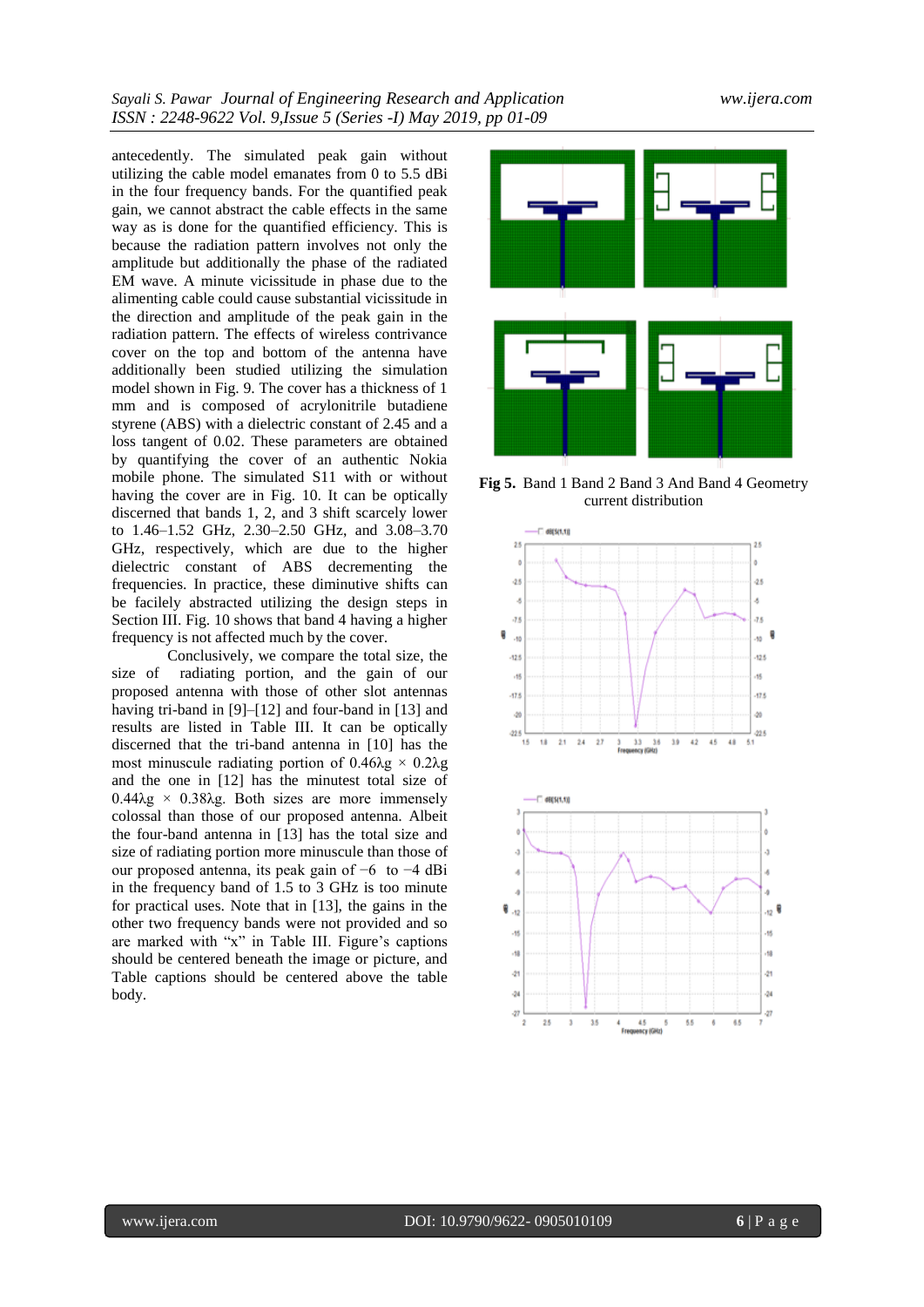antecedently. The simulated peak gain without utilizing the cable model emanates from 0 to 5.5 dBi in the four frequency bands. For the quantified peak gain, we cannot abstract the cable effects in the same way as is done for the quantified efficiency. This is because the radiation pattern involves not only the amplitude but additionally the phase of the radiated EM wave. A minute vicissitude in phase due to the alimenting cable could cause substantial vicissitude in the direction and amplitude of the peak gain in the radiation pattern. The effects of wireless contrivance cover on the top and bottom of the antenna have additionally been studied utilizing the simulation model shown in Fig. 9. The cover has a thickness of 1 mm and is composed of acrylonitrile butadiene styrene (ABS) with a dielectric constant of 2.45 and a loss tangent of 0.02. These parameters are obtained by quantifying the cover of an authentic Nokia mobile phone. The simulated S11 with or without having the cover are in Fig. 10. It can be optically discerned that bands 1, 2, and 3 shift scarcely lower to 1.46–1.52 GHz, 2.30–2.50 GHz, and 3.08–3.70 GHz, respectively, which are due to the higher dielectric constant of ABS decrementing the frequencies. In practice, these diminutive shifts can be facilely abstracted utilizing the design steps in Section III. Fig. 10 shows that band 4 having a higher frequency is not affected much by the cover.

Conclusively, we compare the total size, the size of radiating portion, and the gain of our proposed antenna with those of other slot antennas having tri-band in [9]–[12] and four-band in [13] and results are listed in Table III. It can be optically discerned that the tri-band antenna in [10] has the most minuscule radiating portion of $0.46\lambda g \times 0.2\lambda g$ and the one in [12] has the minutest total size of $0.44\lambda g \times 0.38\lambda g$. Both sizes are more immensely colossal than those of our proposed antenna. Albeit the four-band antenna in [13] has the total size and size of radiating portion more minuscule than those of our proposed antenna, its peak gain of −6 to −4 dBi in the frequency band of 1.5 to 3 GHz is too minute for practical uses. Note that in [13], the gains in the other two frequency bands were not provided and so are marked with "x" in Table III. Figure's captions should be centered beneath the image or picture, and Table captions should be centered above the table body.

**Fig 5.** Band 1 Band 2 Band 3 And Band 4 Geometry current distribution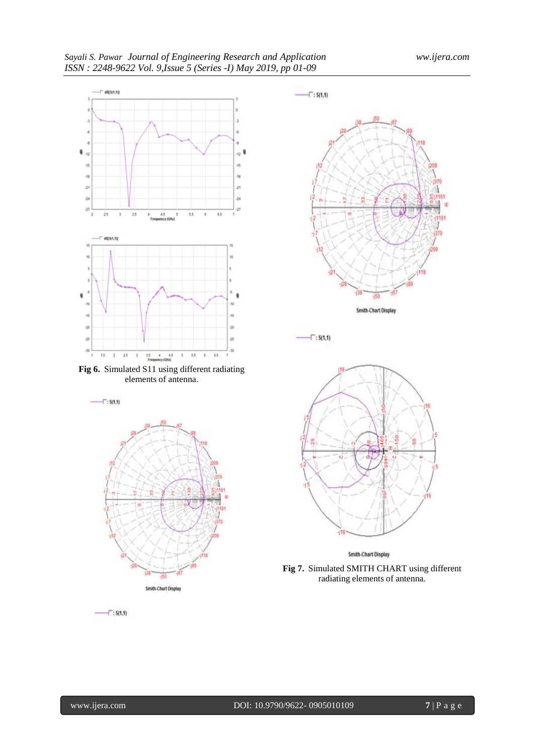**Fig 6.** Simulated S11 using different radiating elements of antenna.

**Fig 7.** Simulated SMITH CHART using different radiating elements of antenna.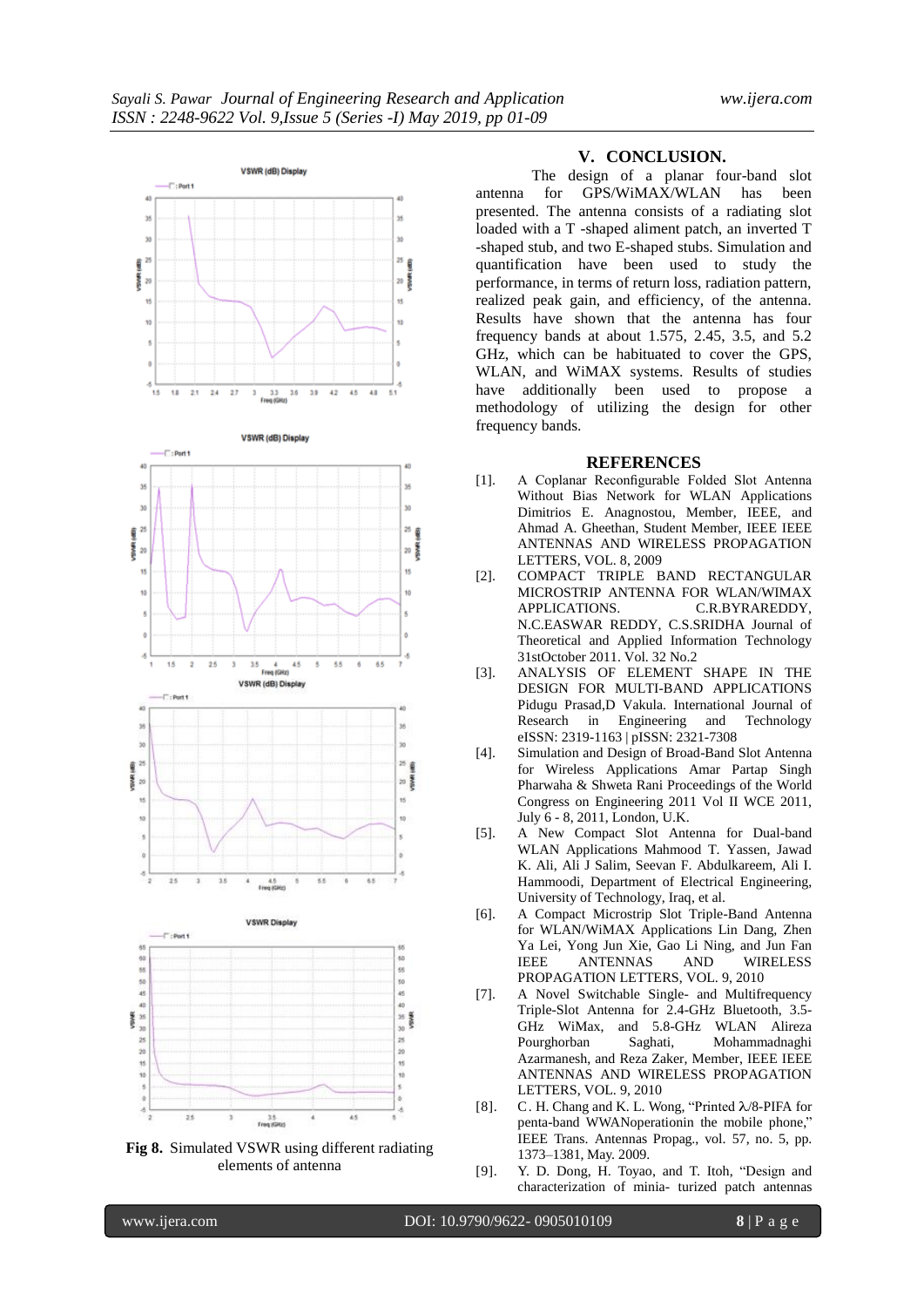Fig 8. Simulated VSWR using different radiating elements of antenna

## V. CONCLUSION.

The design of a planar four-band slot antenna for GPS/WiMAX/WLAN has been presented. The antenna consists of a radiating slot loaded with a T -shaped aliment patch, an inverted T -shaped stub, and two E-shaped stubs. Simulation and quantification have been used to study the performance, in terms of return loss, radiation pattern, realized peak gain, and efficiency, of the antenna. Results have shown that the antenna has four frequency bands at about 1.575, 2.45, 3.5, and 5.2 GHz, which can be habituated to cover the GPS, WLAN, and WiMAX systems. Results of studies have additionally been used to propose a methodology of utilizing the design for other frequency bands.

## REFERENCES

[1]. A Coplanar Reconfigurable Folded Slot Antenna Without Bias Network for WLAN Applications Dimitrios E. Anagnostou, Member, IEEE, and Ahmad A. Gheethan, Student Member, IEEE IEEE ANTENNAS AND WIRELESS PROPAGATION LETTERS, VOL. 8, 2009

[2]. COMPACT TRIPLE BAND RECTANGULAR MICROSTRIP ANTENNA FOR WLAN/WIMAX APPLICATIONS. C.R.BYRAREDDY, N.C.EASWAR REDDY, C.S.SRIDHA Journal of Theoretical and Applied Information Technology 31stOctober 2011. Vol. 32 No.2

[3]. ANALYSIS OF ELEMENT SHAPE IN THE DESIGN FOR MULTI-BAND APPLICATIONS Pidugu Prasad,D Vakula. International Journal of Research in Engineering and Technology eISSN: 2319-1163 | pISSN: 2321-7308

[4]. Simulation and Design of Broad-Band Slot Antenna for Wireless Applications Amar Partap Singh Pharwaha & Shweta Rani Proceedings of the World Congress on Engineering 2011 Vol II WCE 2011, July 6 - 8, 2011, London, U.K.

[5]. A New Compact Slot Antenna for Dual-band WLAN Applications Mahmood T. Yassen, Jawad K. Ali, Ali J Salim, Seevan F. Abdulkareem, Ali I. Hammoodi, Department of Electrical Engineering, University of Technology, Iraq, et al.

[6]. A Compact Microstrip Slot Triple-Band Antenna for WLAN/WiMAX Applications Lin Dang, Zhen Ya Lei, Yong Jun Xie, Gao Li Ning, and Jun Fan IEEE ANTENNAS AND WIRELESS PROPAGATION LETTERS, VOL. 9, 2010

[7]. A Novel Switchable Single- and Multifrequency Triple-Slot Antenna for 2.4-GHz Bluetooth, 3.5-GHz WiMax, and 5.8-GHz WLAN Alireza Pourghorban Saghati, Mohammadnaghi Azarmanesh, and Reza Zaker, Member, IEEE IEEE ANTENNAS AND WIRELESS PROPAGATION LETTERS, VOL. 9, 2010

[8]. C. H. Chang and K. L. Wong, "Printed $\lambda$/8-PIFA for penta-band WWANoperationin the mobile phone," IEEE Trans. Antennas Propag., vol. 57, no. 5, pp. 1373–1381, May. 2009.

[9]. Y. D. Dong, H. Toyao, and T. Itoh, "Design and characterization of minia- turized patch antennas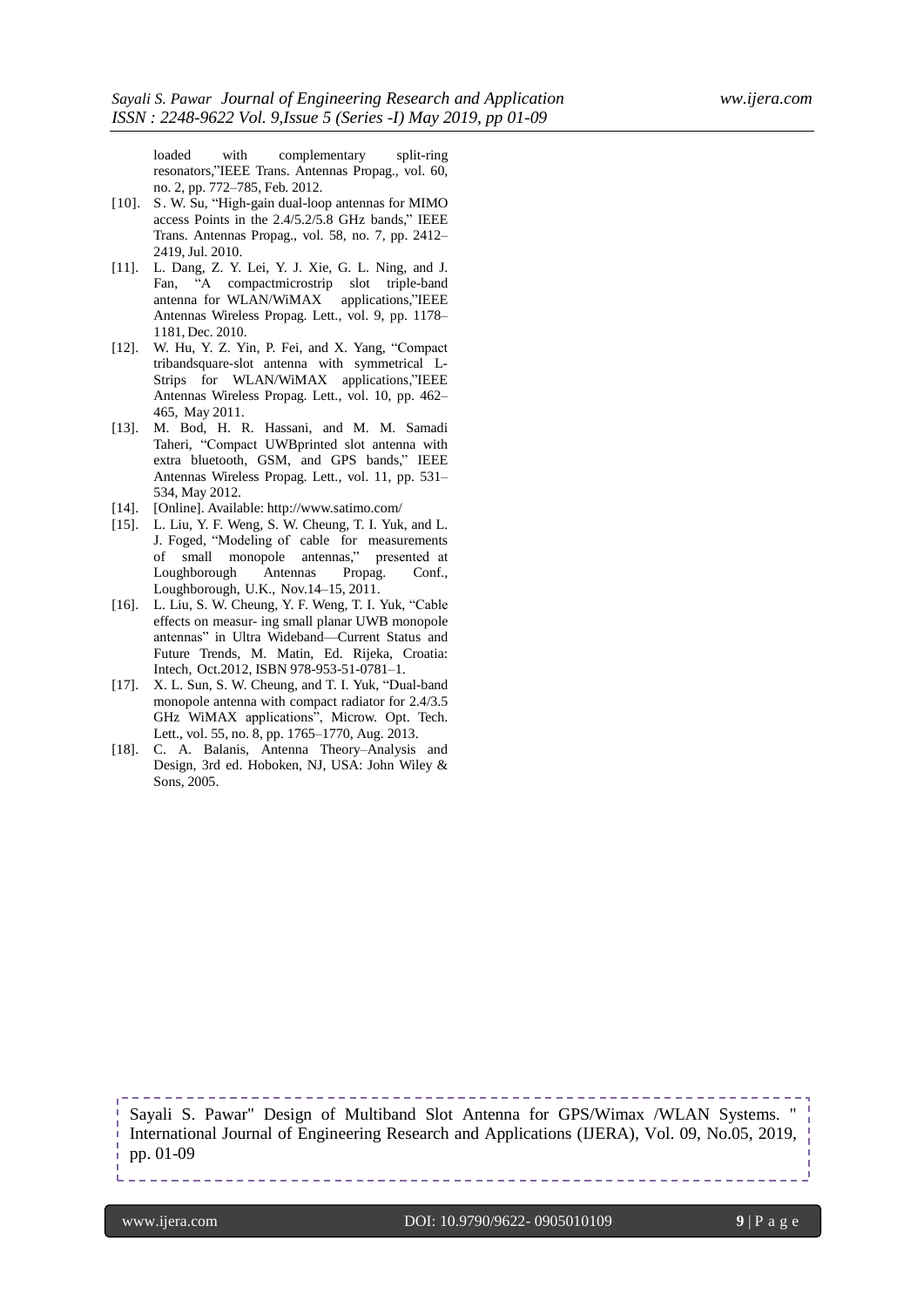loaded with complementary split-ring resonators,"IEEE Trans. Antennas Propag., vol. 60, no. 2, pp. 772–785, Feb. 2012.

[10]. S. W. Su, "High-gain dual-loop antennas for MIMO access Points in the 2.4/5.2/5.8 GHz bands," IEEE Trans. Antennas Propag., vol. 58, no. 7, pp. 2412–2419, Jul. 2010.

[11]. L. Dang, Z. Y. Lei, Y. J. Xie, G. L. Ning, and J. Fan, "A compactmicrostrip slot triple-band antenna for WLAN/WiMAX applications,"IEEE Antennas Wireless Propag. Lett., vol. 9, pp. 1178–1181, Dec. 2010.

[12]. W. Hu, Y. Z. Yin, P. Fei, and X. Yang, "Compact tribandsquare-slot antenna with symmetrical L-Strips for WLAN/WiMAX applications,"IEEE Antennas Wireless Propag. Lett., vol. 10, pp. 462–465, May 2011.

[13]. M. Bod, H. R. Hassani, and M. M. Samadi Taheri, "Compact UWBprinted slot antenna with extra bluetooth, GSM, and GPS bands," IEEE Antennas Wireless Propag. Lett., vol. 11, pp. 531–534, May 2012.

[14]. [Online]. Available: http://www.satimo.com/

[15]. L. Liu, Y. F. Weng, S. W. Cheung, T. I. Yuk, and L. J. Foged, "Modeling of cable for measurements of small monopole antennas," presented at Loughborough Antennas Propag. Conf., Loughborough, U.K., Nov.14–15, 2011.

[16]. L. Liu, S. W. Cheung, Y. F. Weng, T. I. Yuk, "Cable effects on measur- ing small planar UWB monopole antennas" in Ultra Wideband—Current Status and Future Trends, M. Matin, Ed. Rijeka, Croatia: Intech, Oct.2012, ISBN 978-953-51-0781–1.

[17]. X. L. Sun, S. W. Cheung, and T. I. Yuk, "Dual-band monopole antenna with compact radiator for 2.4/3.5 GHz WiMAX applications", Microw. Opt. Tech. Lett., vol. 55, no. 8, pp. 1765–1770, Aug. 2013.

[18]. C. A. Balanis, Antenna Theory–Analysis and Design, 3rd ed. Hoboken, NJ, USA: John Wiley & Sons, 2005.

Sayali S. Pawar" Design of Multiband Slot Antenna for GPS/Wimax /WLAN Systems. " International Journal of Engineering Research and Applications (IJERA), Vol. 09, No.05, 2019, pp. 01-09